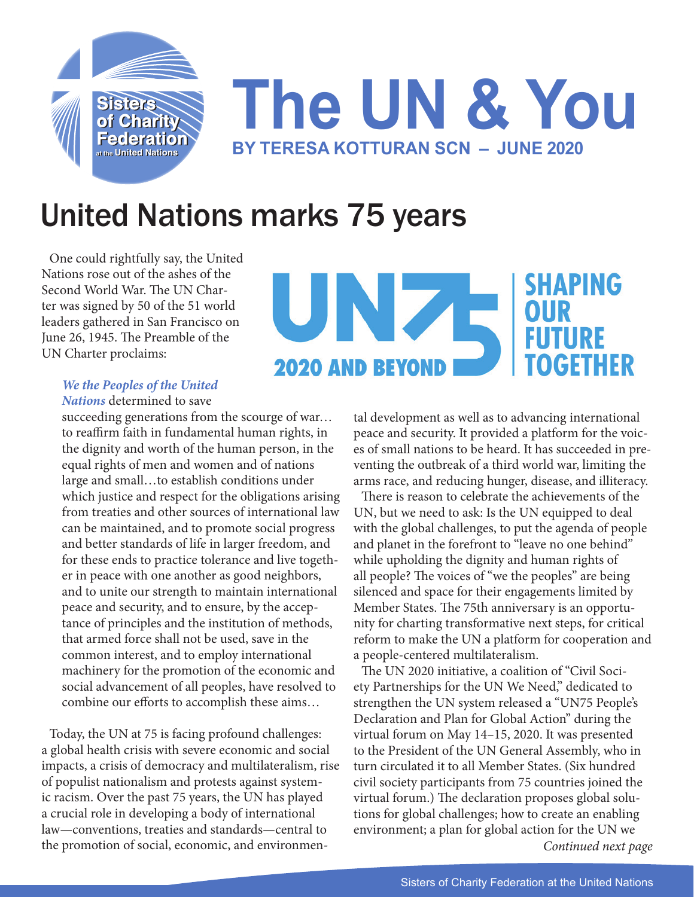# The UN & You

**BY TERESA KOTTURAN SCN – JUNE 2020**

## United Nations marks 75 years

UN75 2020 AND BEYOND — SHAPING OUR FUTURE TOGETHER

One could rightfully say, the United Nations rose out of the ashes of the Second World War. The UN Charter was signed by 50 of the 51 world leaders gathered in San Francisco on June 26, 1945. The Preamble of the UN Charter proclaims:

> ***We the Peoples of the United Nations*** determined to save succeeding generations from the scourge of war… to reaffirm faith in fundamental human rights, in the dignity and worth of the human person, in the equal rights of men and women and of nations large and small…to establish conditions under which justice and respect for the obligations arising from treaties and other sources of international law can be maintained, and to promote social progress and better standards of life in larger freedom, and for these ends to practice tolerance and live together in peace with one another as good neighbors, and to unite our strength to maintain international peace and security, and to ensure, by the acceptance of principles and the institution of methods, that armed force shall not be used, save in the common interest, and to employ international machinery for the promotion of the economic and social advancement of all peoples, have resolved to combine our efforts to accomplish these aims…

Today, the UN at 75 is facing profound challenges: a global health crisis with severe economic and social impacts, a crisis of democracy and multilateralism, rise of populist nationalism and protests against systemic racism. Over the past 75 years, the UN has played a crucial role in developing a body of international law—conventions, treaties and standards—central to the promotion of social, economic, and environmental development as well as to advancing international peace and security. It provided a platform for the voices of small nations to be heard. It has succeeded in preventing the outbreak of a third world war, limiting the arms race, and reducing hunger, disease, and illiteracy.

There is reason to celebrate the achievements of the UN, but we need to ask: Is the UN equipped to deal with the global challenges, to put the agenda of people and planet in the forefront to "leave no one behind" while upholding the dignity and human rights of all people? The voices of "we the peoples" are being silenced and space for their engagements limited by Member States. The 75th anniversary is an opportunity for charting transformative next steps, for critical reform to make the UN a platform for cooperation and a people-centered multilateralism.

The UN 2020 initiative, a coalition of "Civil Society Partnerships for the UN We Need," dedicated to strengthen the UN system released a "UN75 People's Declaration and Plan for Global Action" during the virtual forum on May 14–15, 2020. It was presented to the President of the UN General Assembly, who in turn circulated it to all Member States. (Six hundred civil society participants from 75 countries joined the virtual forum.) The declaration proposes global solutions for global challenges; how to create an enabling environment; a plan for global action for the UN we

*Continued next page*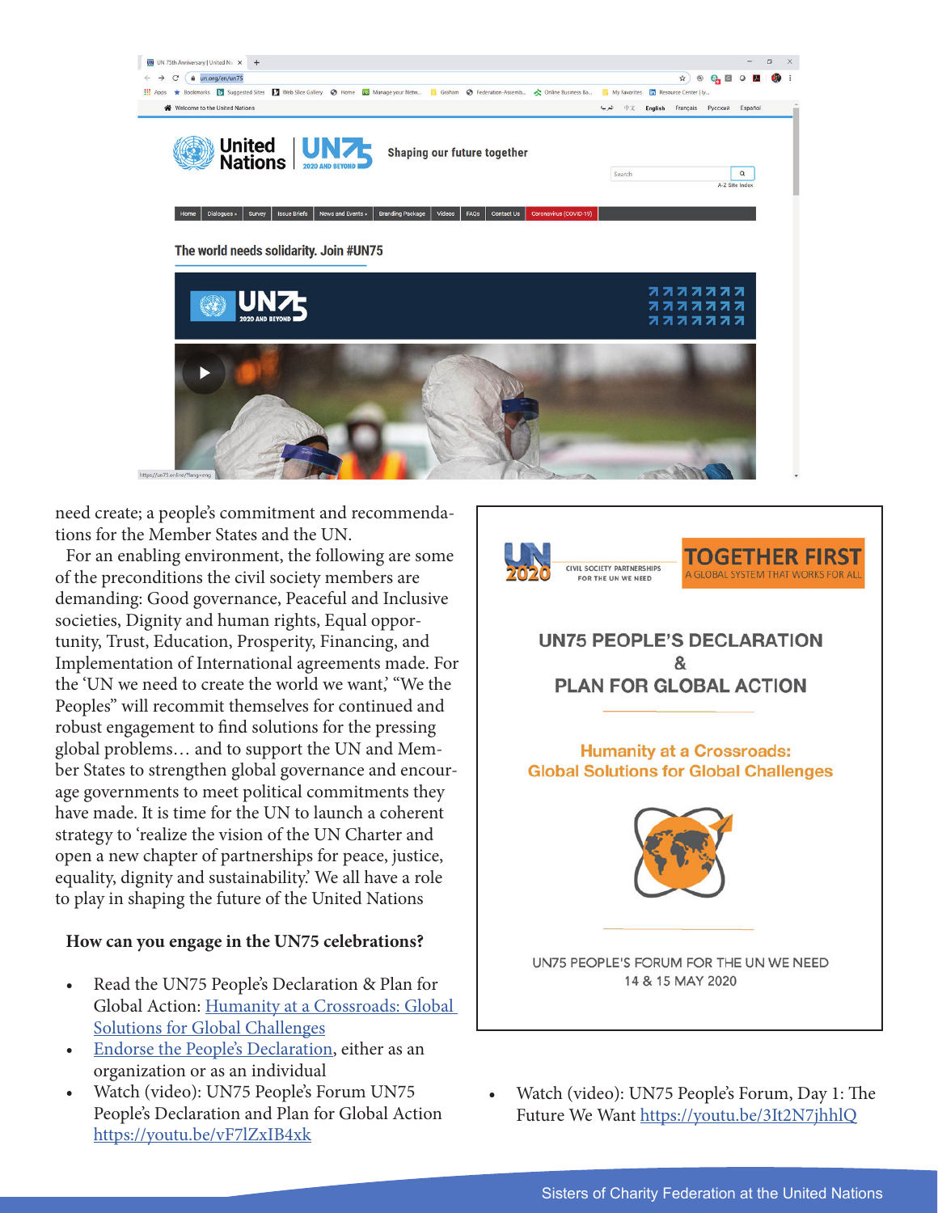need create; a people's commitment and recommendations for the Member States and the UN.

For an enabling environment, the following are some of the preconditions the civil society members are demanding: Good governance, Peaceful and Inclusive societies, Dignity and human rights, Equal opportunity, Trust, Education, Prosperity, Financing, and Implementation of International agreements made. For the 'UN we need to create the world we want,' "We the Peoples" will recommit themselves for continued and robust engagement to find solutions for the pressing global problems… and to support the UN and Member States to strengthen global governance and encourage governments to meet political commitments they have made. It is time for the UN to launch a coherent strategy to 'realize the vision of the UN Charter and open a new chapter of partnerships for peace, justice, equality, dignity and sustainability.' We all have a role to play in shaping the future of the United Nations

**How can you engage in the UN75 celebrations?**

- Read the UN75 People's Declaration & Plan for Global Action: Humanity at a Crossroads: Global Solutions for Global Challenges
- Endorse the People's Declaration, either as an organization or as an individual
- Watch (video): UN75 People's Forum UN75 People's Declaration and Plan for Global Action https://youtu.be/vF7lZxIB4xk
- Watch (video): UN75 People's Forum, Day 1: The Future We Want https://youtu.be/3It2N7jhhlQ